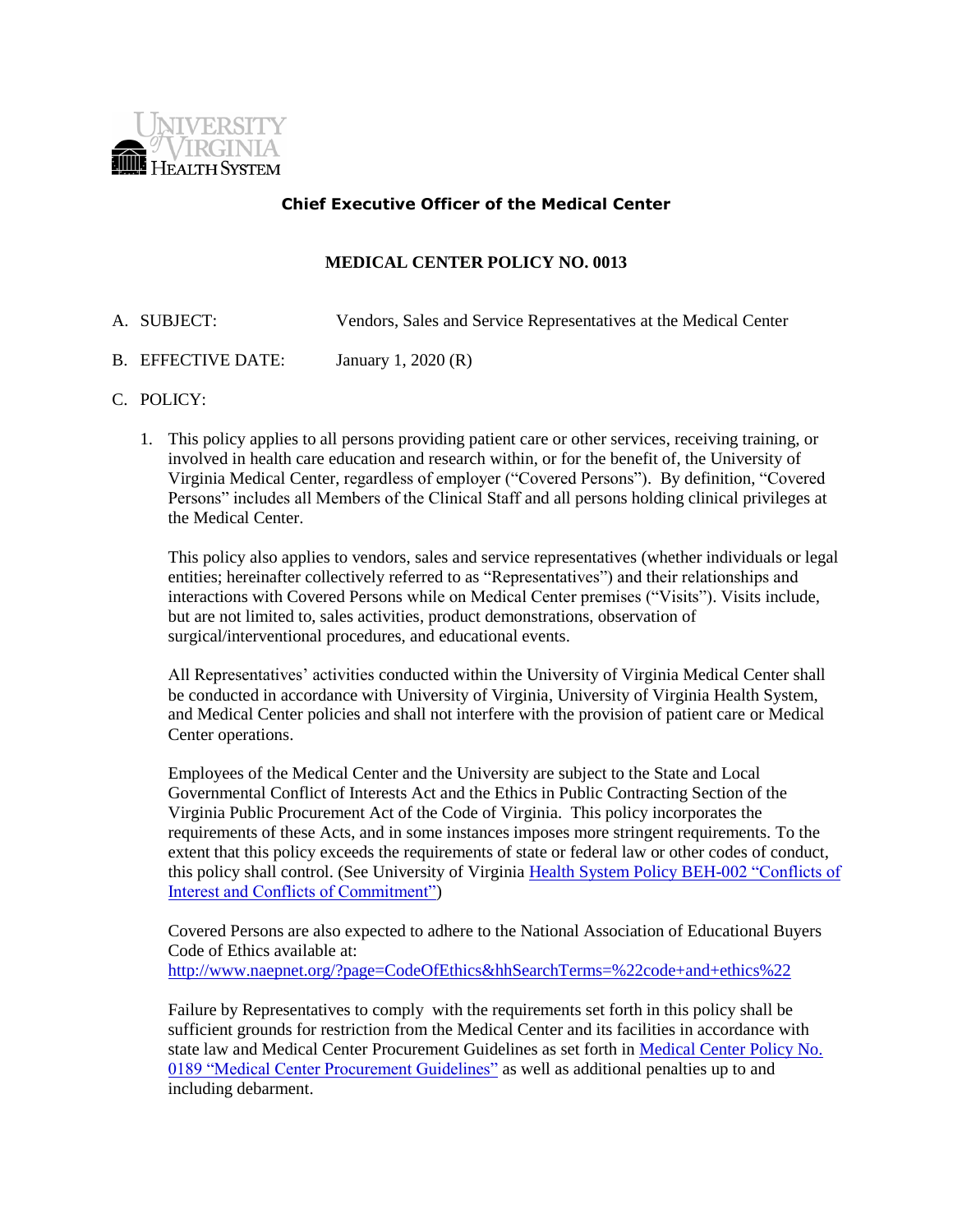University of Virginia Health System

**Chief Executive Officer of the Medical Center**

**MEDICAL CENTER POLICY NO. 0013**

A. SUBJECT: Vendors, Sales and Service Representatives at the Medical Center

B. EFFECTIVE DATE: January 1, 2020 (R)

C. POLICY:

1. This policy applies to all persons providing patient care or other services, receiving training, or involved in health care education and research within, or for the benefit of, the University of Virginia Medical Center, regardless of employer ("Covered Persons"). By definition, "Covered Persons" includes all Members of the Clinical Staff and all persons holding clinical privileges at the Medical Center.

   This policy also applies to vendors, sales and service representatives (whether individuals or legal entities; hereinafter collectively referred to as "Representatives") and their relationships and interactions with Covered Persons while on Medical Center premises ("Visits"). Visits include, but are not limited to, sales activities, product demonstrations, observation of surgical/interventional procedures, and educational events.

   All Representatives' activities conducted within the University of Virginia Medical Center shall be conducted in accordance with University of Virginia, University of Virginia Health System, and Medical Center policies and shall not interfere with the provision of patient care or Medical Center operations.

   Employees of the Medical Center and the University are subject to the State and Local Governmental Conflict of Interests Act and the Ethics in Public Contracting Section of the Virginia Public Procurement Act of the Code of Virginia. This policy incorporates the requirements of these Acts, and in some instances imposes more stringent requirements. To the extent that this policy exceeds the requirements of state or federal law or other codes of conduct, this policy shall control. (See University of Virginia Health System Policy BEH-002 "Conflicts of Interest and Conflicts of Commitment")

   Covered Persons are also expected to adhere to the National Association of Educational Buyers Code of Ethics available at:
   http://www.naepnet.org/?page=CodeOfEthics&hhSearchTerms=%22code+and+ethics%22

   Failure by Representatives to comply with the requirements set forth in this policy shall be sufficient grounds for restriction from the Medical Center and its facilities in accordance with state law and Medical Center Procurement Guidelines as set forth in Medical Center Policy No. 0189 "Medical Center Procurement Guidelines" as well as additional penalties up to and including debarment.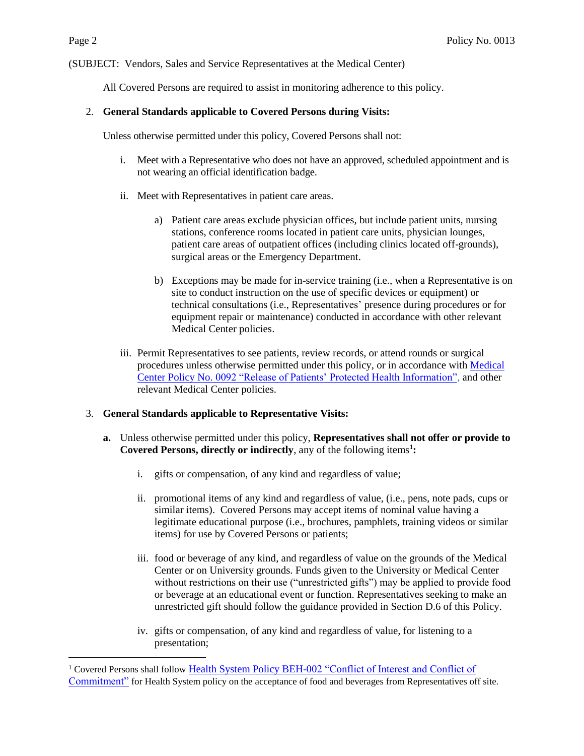(SUBJECT: Vendors, Sales and Service Representatives at the Medical Center)

All Covered Persons are required to assist in monitoring adherence to this policy.

2. **General Standards applicable to Covered Persons during Visits:**

   Unless otherwise permitted under this policy, Covered Persons shall not:

   i. Meet with a Representative who does not have an approved, scheduled appointment and is not wearing an official identification badge.

   ii. Meet with Representatives in patient care areas.

      a) Patient care areas exclude physician offices, but include patient units, nursing stations, conference rooms located in patient care units, physician lounges, patient care areas of outpatient offices (including clinics located off-grounds), surgical areas or the Emergency Department.

      b) Exceptions may be made for in-service training (i.e., when a Representative is on site to conduct instruction on the use of specific devices or equipment) or technical consultations (i.e., Representatives' presence during procedures or for equipment repair or maintenance) conducted in accordance with other relevant Medical Center policies.

   iii. Permit Representatives to see patients, review records, or attend rounds or surgical procedures unless otherwise permitted under this policy, or in accordance with Medical Center Policy No. 0092 "Release of Patients' Protected Health Information", and other relevant Medical Center policies.

3. **General Standards applicable to Representative Visits:**

   **a.** Unless otherwise permitted under this policy, **Representatives shall not offer or provide to Covered Persons, directly or indirectly**, any of the following items[1]**:**

      i. gifts or compensation, of any kind and regardless of value;

      ii. promotional items of any kind and regardless of value, (i.e., pens, note pads, cups or similar items). Covered Persons may accept items of nominal value having a legitimate educational purpose (i.e., brochures, pamphlets, training videos or similar items) for use by Covered Persons or patients;

      iii. food or beverage of any kind, and regardless of value on the grounds of the Medical Center or on University grounds. Funds given to the University or Medical Center without restrictions on their use ("unrestricted gifts") may be applied to provide food or beverage at an educational event or function. Representatives seeking to make an unrestricted gift should follow the guidance provided in Section D.6 of this Policy.

      iv. gifts or compensation, of any kind and regardless of value, for listening to a presentation;

---

[1] Covered Persons shall follow Health System Policy BEH-002 "Conflict of Interest and Conflict of Commitment" for Health System policy on the acceptance of food and beverages from Representatives off site.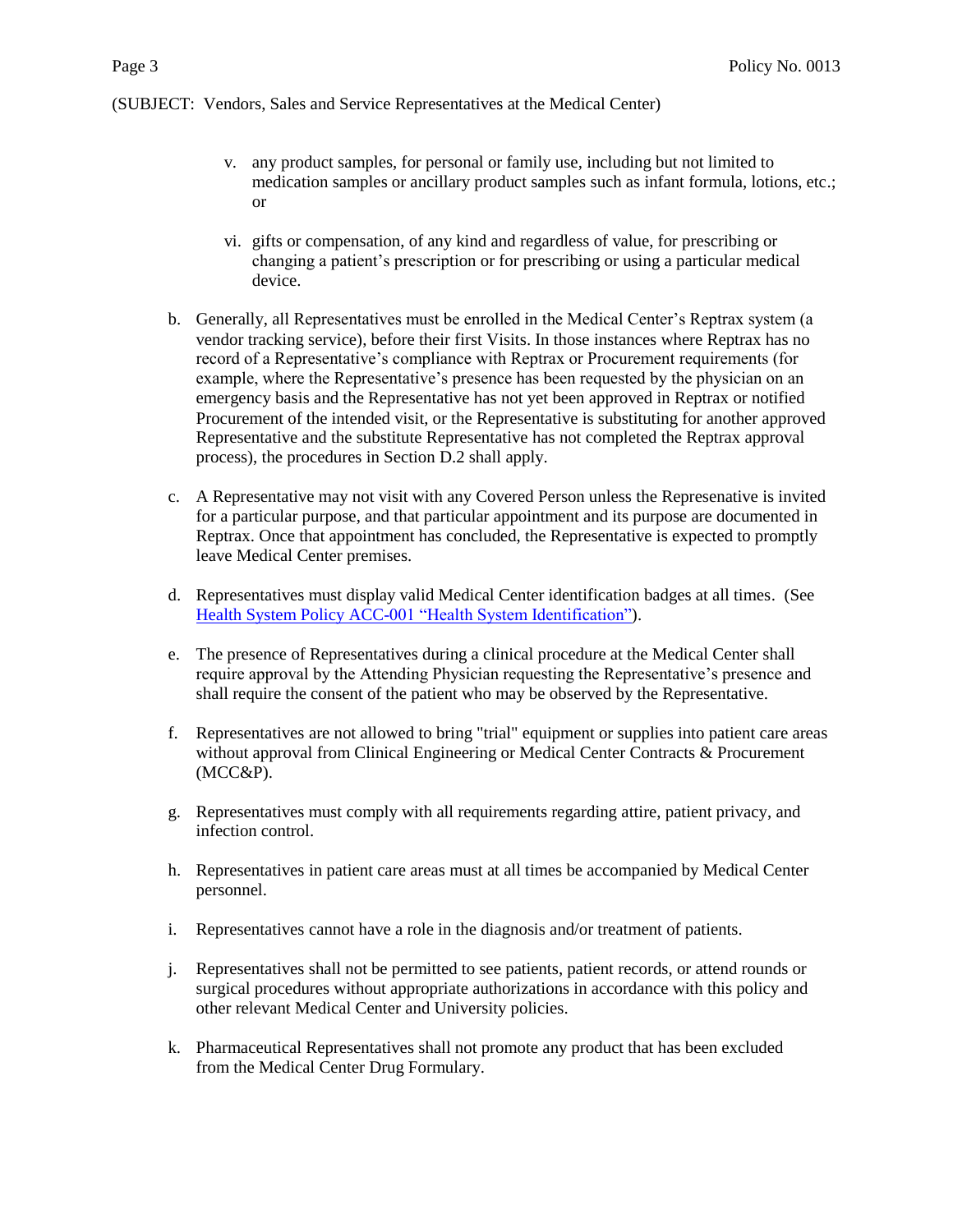v. any product samples, for personal or family use, including but not limited to medication samples or ancillary product samples such as infant formula, lotions, etc.; or

vi. gifts or compensation, of any kind and regardless of value, for prescribing or changing a patient's prescription or for prescribing or using a particular medical device.

b. Generally, all Representatives must be enrolled in the Medical Center's Reptrax system (a vendor tracking service), before their first Visits. In those instances where Reptrax has no record of a Representative's compliance with Reptrax or Procurement requirements (for example, where the Representative's presence has been requested by the physician on an emergency basis and the Representative has not yet been approved in Reptrax or notified Procurement of the intended visit, or the Representative is substituting for another approved Representative and the substitute Representative has not completed the Reptrax approval process), the procedures in Section D.2 shall apply.

c. A Representative may not visit with any Covered Person unless the Represenative is invited for a particular purpose, and that particular appointment and its purpose are documented in Reptrax. Once that appointment has concluded, the Representative is expected to promptly leave Medical Center premises.

d. Representatives must display valid Medical Center identification badges at all times. (See Health System Policy ACC-001 "Health System Identification").

e. The presence of Representatives during a clinical procedure at the Medical Center shall require approval by the Attending Physician requesting the Representative's presence and shall require the consent of the patient who may be observed by the Representative.

f. Representatives are not allowed to bring "trial" equipment or supplies into patient care areas without approval from Clinical Engineering or Medical Center Contracts & Procurement (MCC&P).

g. Representatives must comply with all requirements regarding attire, patient privacy, and infection control.

h. Representatives in patient care areas must at all times be accompanied by Medical Center personnel.

i. Representatives cannot have a role in the diagnosis and/or treatment of patients.

j. Representatives shall not be permitted to see patients, patient records, or attend rounds or surgical procedures without appropriate authorizations in accordance with this policy and other relevant Medical Center and University policies.

k. Pharmaceutical Representatives shall not promote any product that has been excluded from the Medical Center Drug Formulary.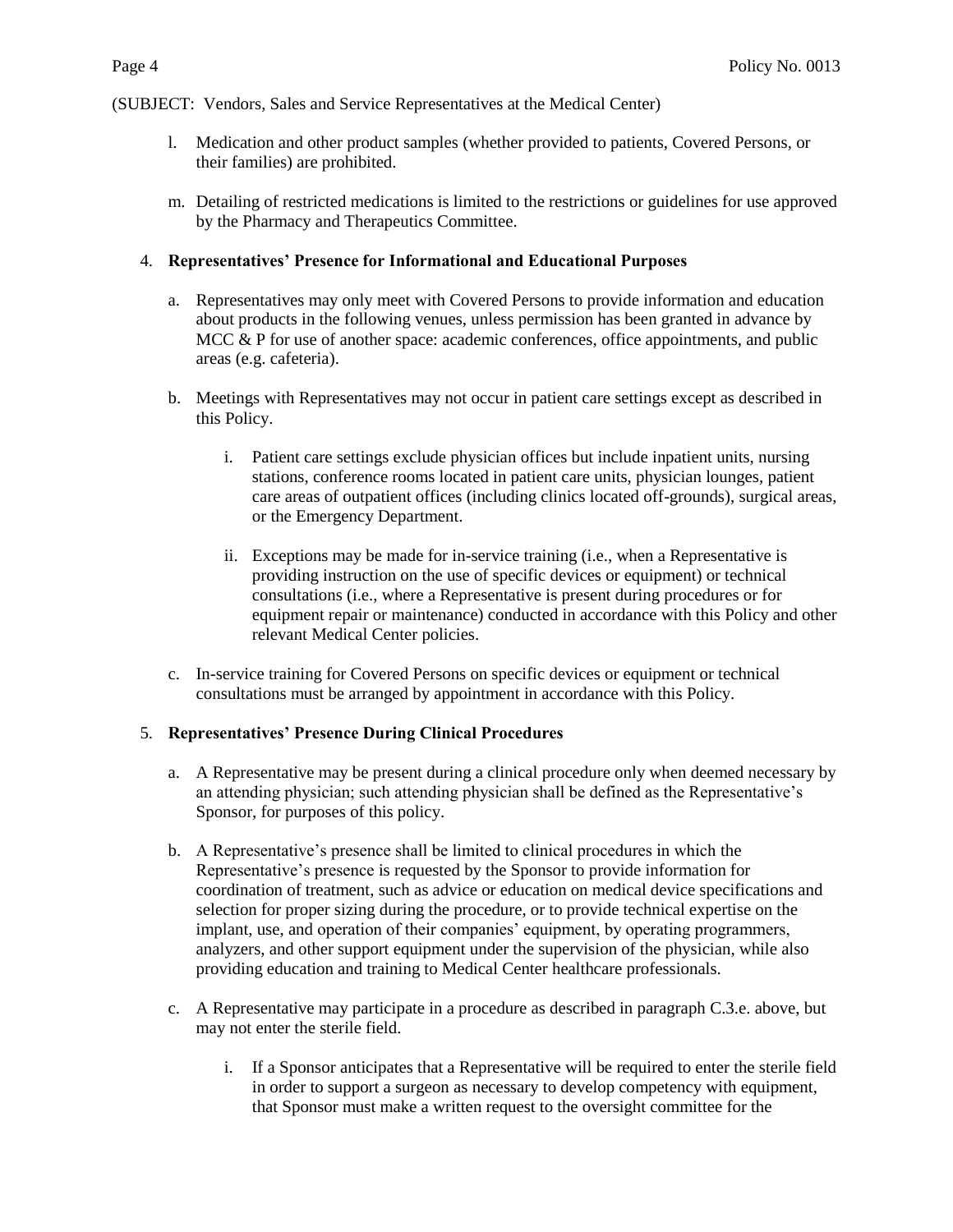(SUBJECT: Vendors, Sales and Service Representatives at the Medical Center)

l. Medication and other product samples (whether provided to patients, Covered Persons, or their families) are prohibited.

m. Detailing of restricted medications is limited to the restrictions or guidelines for use approved by the Pharmacy and Therapeutics Committee.

4. **Representatives' Presence for Informational and Educational Purposes**

   a. Representatives may only meet with Covered Persons to provide information and education about products in the following venues, unless permission has been granted in advance by MCC & P for use of another space: academic conferences, office appointments, and public areas (e.g. cafeteria).

   b. Meetings with Representatives may not occur in patient care settings except as described in this Policy.

      i. Patient care settings exclude physician offices but include inpatient units, nursing stations, conference rooms located in patient care units, physician lounges, patient care areas of outpatient offices (including clinics located off-grounds), surgical areas, or the Emergency Department.

      ii. Exceptions may be made for in-service training (i.e., when a Representative is providing instruction on the use of specific devices or equipment) or technical consultations (i.e., where a Representative is present during procedures or for equipment repair or maintenance) conducted in accordance with this Policy and other relevant Medical Center policies.

   c. In-service training for Covered Persons on specific devices or equipment or technical consultations must be arranged by appointment in accordance with this Policy.

5. **Representatives' Presence During Clinical Procedures**

   a. A Representative may be present during a clinical procedure only when deemed necessary by an attending physician; such attending physician shall be defined as the Representative's Sponsor, for purposes of this policy.

   b. A Representative's presence shall be limited to clinical procedures in which the Representative's presence is requested by the Sponsor to provide information for coordination of treatment, such as advice or education on medical device specifications and selection for proper sizing during the procedure, or to provide technical expertise on the implant, use, and operation of their companies' equipment, by operating programmers, analyzers, and other support equipment under the supervision of the physician, while also providing education and training to Medical Center healthcare professionals.

   c. A Representative may participate in a procedure as described in paragraph C.3.e. above, but may not enter the sterile field.

      i. If a Sponsor anticipates that a Representative will be required to enter the sterile field in order to support a surgeon as necessary to develop competency with equipment, that Sponsor must make a written request to the oversight committee for the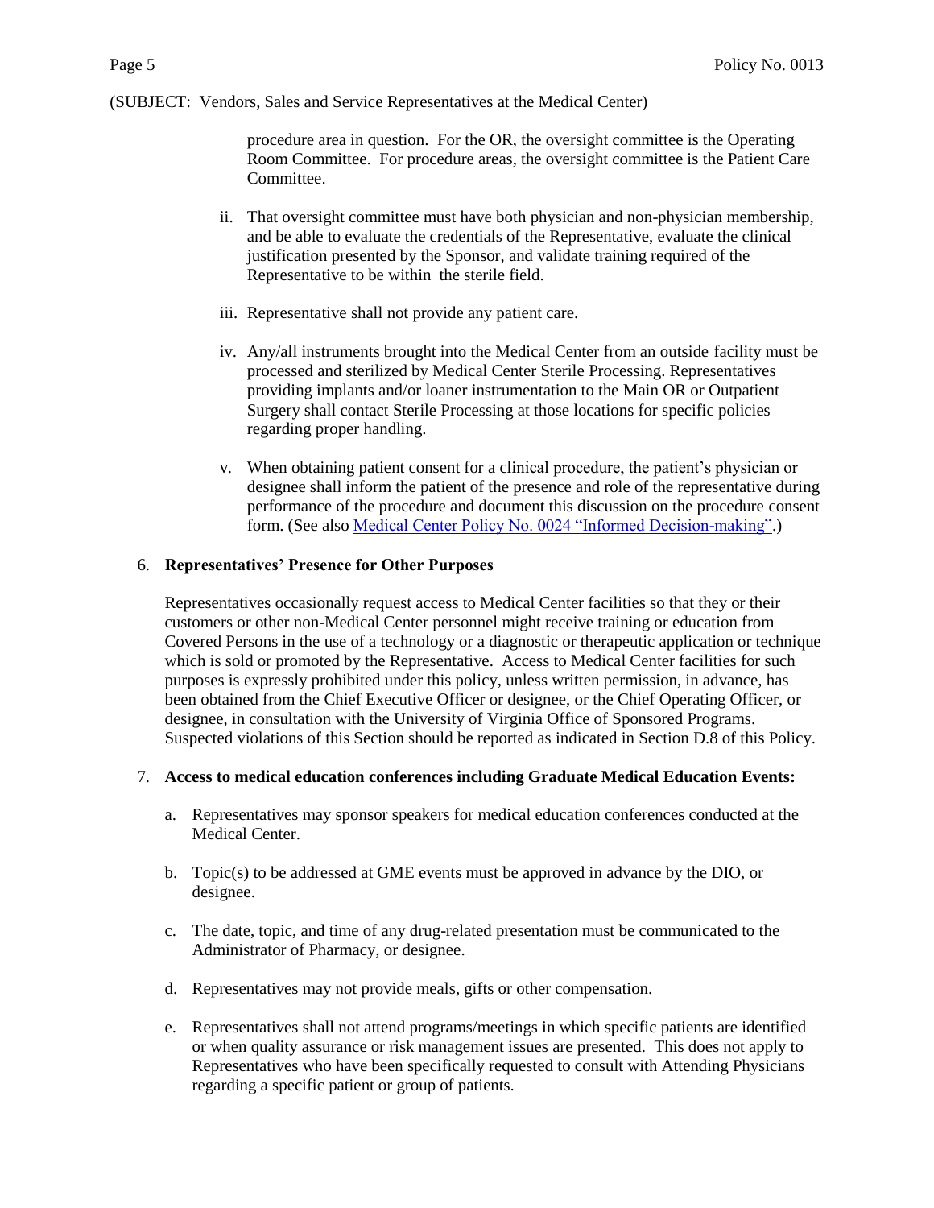procedure area in question. For the OR, the oversight committee is the Operating Room Committee. For procedure areas, the oversight committee is the Patient Care Committee.

ii. That oversight committee must have both physician and non-physician membership, and be able to evaluate the credentials of the Representative, evaluate the clinical justification presented by the Sponsor, and validate training required of the Representative to be within the sterile field.

iii. Representative shall not provide any patient care.

iv. Any/all instruments brought into the Medical Center from an outside facility must be processed and sterilized by Medical Center Sterile Processing. Representatives providing implants and/or loaner instrumentation to the Main OR or Outpatient Surgery shall contact Sterile Processing at those locations for specific policies regarding proper handling.

v. When obtaining patient consent for a clinical procedure, the patient's physician or designee shall inform the patient of the presence and role of the representative during performance of the procedure and document this discussion on the procedure consent form. (See also Medical Center Policy No. 0024 "Informed Decision-making".)

6. **Representatives' Presence for Other Purposes**

   Representatives occasionally request access to Medical Center facilities so that they or their customers or other non-Medical Center personnel might receive training or education from Covered Persons in the use of a technology or a diagnostic or therapeutic application or technique which is sold or promoted by the Representative. Access to Medical Center facilities for such purposes is expressly prohibited under this policy, unless written permission, in advance, has been obtained from the Chief Executive Officer or designee, or the Chief Operating Officer, or designee, in consultation with the University of Virginia Office of Sponsored Programs. Suspected violations of this Section should be reported as indicated in Section D.8 of this Policy.

7. **Access to medical education conferences including Graduate Medical Education Events:**

   a. Representatives may sponsor speakers for medical education conferences conducted at the Medical Center.

   b. Topic(s) to be addressed at GME events must be approved in advance by the DIO, or designee.

   c. The date, topic, and time of any drug-related presentation must be communicated to the Administrator of Pharmacy, or designee.

   d. Representatives may not provide meals, gifts or other compensation.

   e. Representatives shall not attend programs/meetings in which specific patients are identified or when quality assurance or risk management issues are presented. This does not apply to Representatives who have been specifically requested to consult with Attending Physicians regarding a specific patient or group of patients.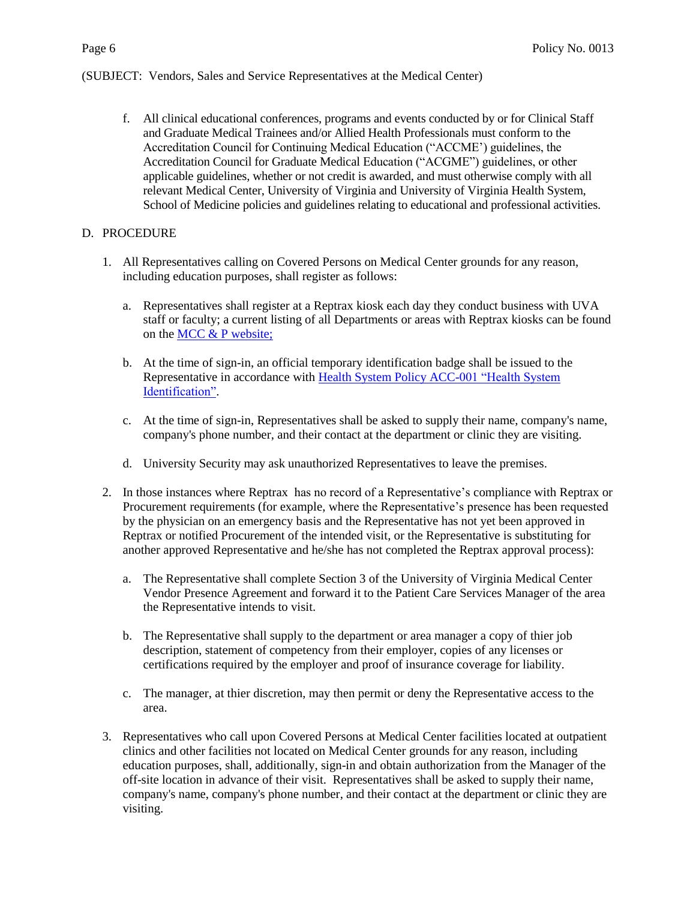(SUBJECT: Vendors, Sales and Service Representatives at the Medical Center)

f. All clinical educational conferences, programs and events conducted by or for Clinical Staff and Graduate Medical Trainees and/or Allied Health Professionals must conform to the Accreditation Council for Continuing Medical Education ("ACCME') guidelines, the Accreditation Council for Graduate Medical Education ("ACGME") guidelines, or other applicable guidelines, whether or not credit is awarded, and must otherwise comply with all relevant Medical Center, University of Virginia and University of Virginia Health System, School of Medicine policies and guidelines relating to educational and professional activities.

D. PROCEDURE

1. All Representatives calling on Covered Persons on Medical Center grounds for any reason, including education purposes, shall register as follows:

   a. Representatives shall register at a Reptrax kiosk each day they conduct business with UVA staff or faculty; a current listing of all Departments or areas with Reptrax kiosks can be found on the MCC & P website;

   b. At the time of sign-in, an official temporary identification badge shall be issued to the Representative in accordance with Health System Policy ACC-001 "Health System Identification".

   c. At the time of sign-in, Representatives shall be asked to supply their name, company's name, company's phone number, and their contact at the department or clinic they are visiting.

   d. University Security may ask unauthorized Representatives to leave the premises.

2. In those instances where Reptrax has no record of a Representative's compliance with Reptrax or Procurement requirements (for example, where the Representative's presence has been requested by the physician on an emergency basis and the Representative has not yet been approved in Reptrax or notified Procurement of the intended visit, or the Representative is substituting for another approved Representative and he/she has not completed the Reptrax approval process):

   a. The Representative shall complete Section 3 of the University of Virginia Medical Center Vendor Presence Agreement and forward it to the Patient Care Services Manager of the area the Representative intends to visit.

   b. The Representative shall supply to the department or area manager a copy of thier job description, statement of competency from their employer, copies of any licenses or certifications required by the employer and proof of insurance coverage for liability.

   c. The manager, at thier discretion, may then permit or deny the Representative access to the area.

3. Representatives who call upon Covered Persons at Medical Center facilities located at outpatient clinics and other facilities not located on Medical Center grounds for any reason, including education purposes, shall, additionally, sign-in and obtain authorization from the Manager of the off-site location in advance of their visit. Representatives shall be asked to supply their name, company's name, company's phone number, and their contact at the department or clinic they are visiting.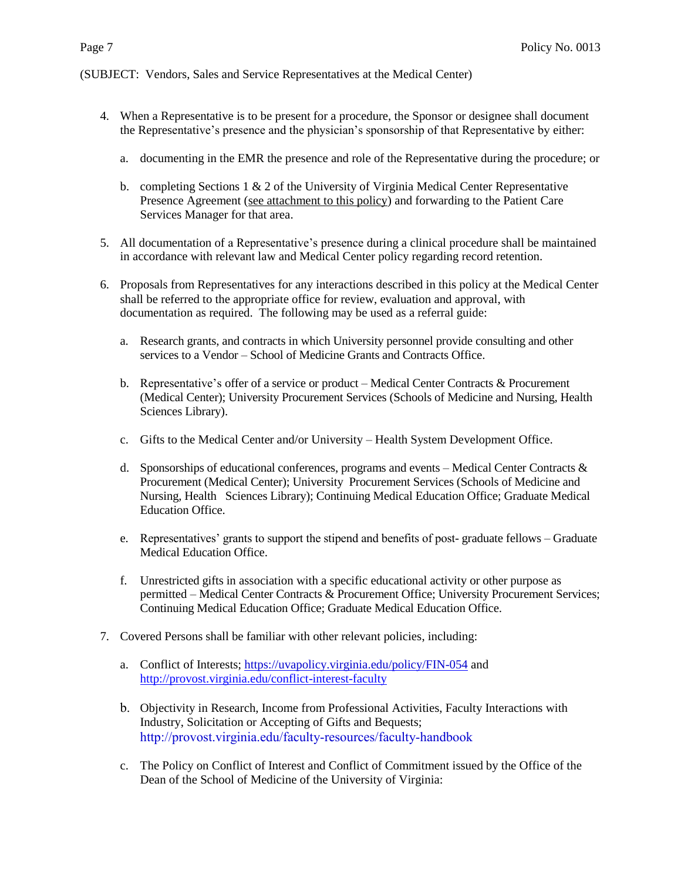(SUBJECT: Vendors, Sales and Service Representatives at the Medical Center)

4. When a Representative is to be present for a procedure, the Sponsor or designee shall document the Representative's presence and the physician's sponsorship of that Representative by either:

   a. documenting in the EMR the presence and role of the Representative during the procedure; or

   b. completing Sections 1 & 2 of the University of Virginia Medical Center Representative Presence Agreement (see attachment to this policy) and forwarding to the Patient Care Services Manager for that area.

5. All documentation of a Representative's presence during a clinical procedure shall be maintained in accordance with relevant law and Medical Center policy regarding record retention.

6. Proposals from Representatives for any interactions described in this policy at the Medical Center shall be referred to the appropriate office for review, evaluation and approval, with documentation as required. The following may be used as a referral guide:

   a. Research grants, and contracts in which University personnel provide consulting and other services to a Vendor – School of Medicine Grants and Contracts Office.

   b. Representative's offer of a service or product – Medical Center Contracts & Procurement (Medical Center); University Procurement Services (Schools of Medicine and Nursing, Health Sciences Library).

   c. Gifts to the Medical Center and/or University – Health System Development Office.

   d. Sponsorships of educational conferences, programs and events – Medical Center Contracts & Procurement (Medical Center); University Procurement Services (Schools of Medicine and Nursing, Health Sciences Library); Continuing Medical Education Office; Graduate Medical Education Office.

   e. Representatives' grants to support the stipend and benefits of post- graduate fellows – Graduate Medical Education Office.

   f. Unrestricted gifts in association with a specific educational activity or other purpose as permitted – Medical Center Contracts & Procurement Office; University Procurement Services; Continuing Medical Education Office; Graduate Medical Education Office.

7. Covered Persons shall be familiar with other relevant policies, including:

   a. Conflict of Interests; https://uvapolicy.virginia.edu/policy/FIN-054 and http://provost.virginia.edu/conflict-interest-faculty

   b. Objectivity in Research, Income from Professional Activities, Faculty Interactions with Industry, Solicitation or Accepting of Gifts and Bequests; http://provost.virginia.edu/faculty-resources/faculty-handbook

   c. The Policy on Conflict of Interest and Conflict of Commitment issued by the Office of the Dean of the School of Medicine of the University of Virginia: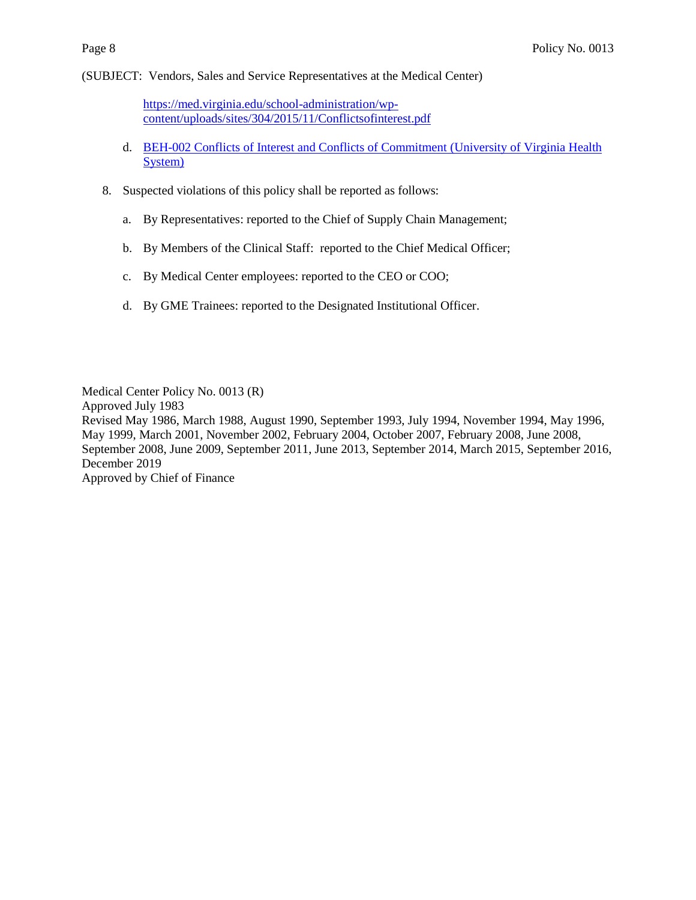https://med.virginia.edu/school-administration/wp-content/uploads/sites/304/2015/11/Conflictsofinterest.pdf

   d. BEH-002 Conflicts of Interest and Conflicts of Commitment (University of Virginia Health System)

8. Suspected violations of this policy shall be reported as follows:

   a. By Representatives: reported to the Chief of Supply Chain Management;

   b. By Members of the Clinical Staff: reported to the Chief Medical Officer;

   c. By Medical Center employees: reported to the CEO or COO;

   d. By GME Trainees: reported to the Designated Institutional Officer.

Medical Center Policy No. 0013 (R)
Approved July 1983
Revised May 1986, March 1988, August 1990, September 1993, July 1994, November 1994, May 1996, May 1999, March 2001, November 2002, February 2004, October 2007, February 2008, June 2008, September 2008, June 2009, September 2011, June 2013, September 2014, March 2015, September 2016, December 2019
Approved by Chief of Finance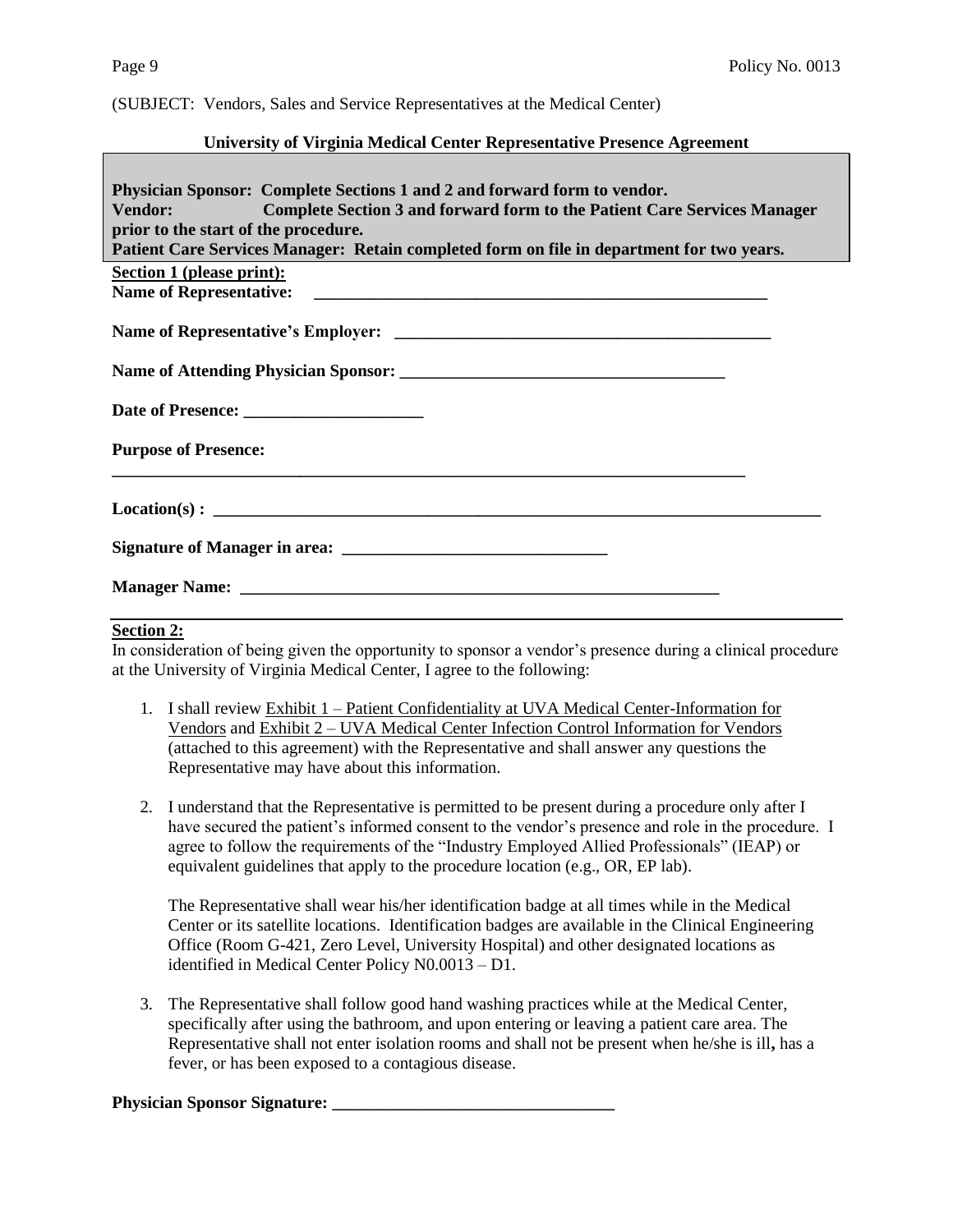(SUBJECT: Vendors, Sales and Service Representatives at the Medical Center)

**University of Virginia Medical Center Representative Presence Agreement**

**Physician Sponsor: Complete Sections 1 and 2 and forward form to vendor.**
**Vendor: Complete Section 3 and forward form to the Patient Care Services Manager prior to the start of the procedure.**
**Patient Care Services Manager: Retain completed form on file in department for two years.**

**Section 1 (please print):**

**Name of Representative:** _______________________________________________________

**Name of Representative's Employer:** _______________________________________________

**Name of Attending Physician Sponsor:** ______________________________________

**Date of Presence:** _____________________

**Purpose of Presence:**

_______________________________________________________________________________

**Location(s) :** ___________________________________________________________________________

**Signature of Manager in area:** _______________________________

**Manager Name:** ___________________________________________________________

**Section 2:**

In consideration of being given the opportunity to sponsor a vendor's presence during a clinical procedure at the University of Virginia Medical Center, I agree to the following:

1. I shall review Exhibit 1 – Patient Confidentiality at UVA Medical Center-Information for Vendors and Exhibit 2 – UVA Medical Center Infection Control Information for Vendors (attached to this agreement) with the Representative and shall answer any questions the Representative may have about this information.

2. I understand that the Representative is permitted to be present during a procedure only after I have secured the patient's informed consent to the vendor's presence and role in the procedure. I agree to follow the requirements of the "Industry Employed Allied Professionals" (IEAP) or equivalent guidelines that apply to the procedure location (e.g., OR, EP lab).

   The Representative shall wear his/her identification badge at all times while in the Medical Center or its satellite locations. Identification badges are available in the Clinical Engineering Office (Room G-421, Zero Level, University Hospital) and other designated locations as identified in Medical Center Policy N0.0013 – D1.

3. The Representative shall follow good hand washing practices while at the Medical Center, specifically after using the bathroom, and upon entering or leaving a patient care area. The Representative shall not enter isolation rooms and shall not be present when he/she is ill**,** has a fever, or has been exposed to a contagious disease.

**Physician Sponsor Signature:** _________________________________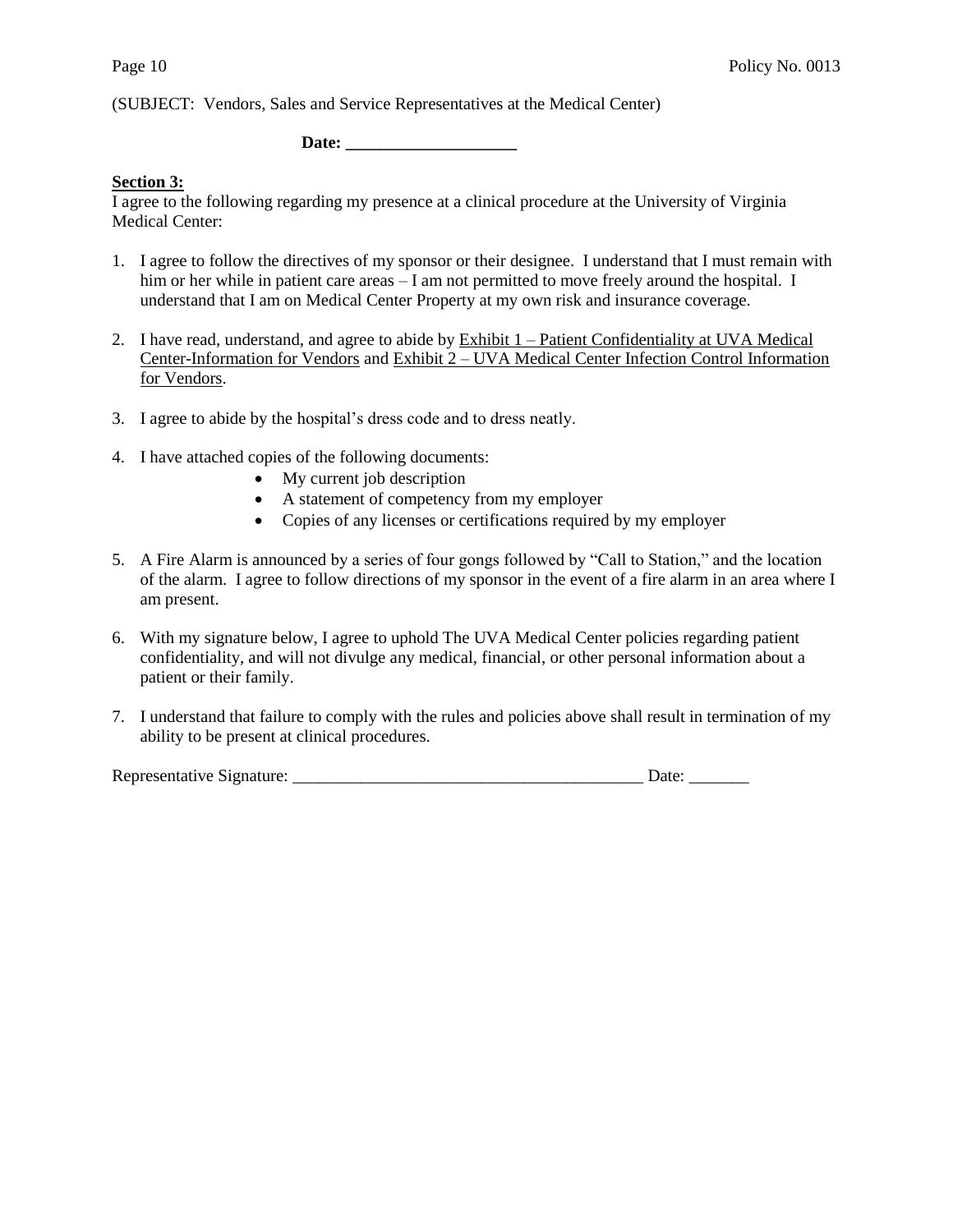(SUBJECT: Vendors, Sales and Service Representatives at the Medical Center)

**Date: ____________________**

**Section 3:**

I agree to the following regarding my presence at a clinical procedure at the University of Virginia Medical Center:

1. I agree to follow the directives of my sponsor or their designee. I understand that I must remain with him or her while in patient care areas – I am not permitted to move freely around the hospital. I understand that I am on Medical Center Property at my own risk and insurance coverage.

2. I have read, understand, and agree to abide by Exhibit 1 – Patient Confidentiality at UVA Medical Center-Information for Vendors and Exhibit 2 – UVA Medical Center Infection Control Information for Vendors.

3. I agree to abide by the hospital's dress code and to dress neatly.

4. I have attached copies of the following documents:
   - My current job description
   - A statement of competency from my employer
   - Copies of any licenses or certifications required by my employer

5. A Fire Alarm is announced by a series of four gongs followed by "Call to Station," and the location of the alarm. I agree to follow directions of my sponsor in the event of a fire alarm in an area where I am present.

6. With my signature below, I agree to uphold The UVA Medical Center policies regarding patient confidentiality, and will not divulge any medical, financial, or other personal information about a patient or their family.

7. I understand that failure to comply with the rules and policies above shall result in termination of my ability to be present at clinical procedures.

Representative Signature: __________________________________________ Date: _______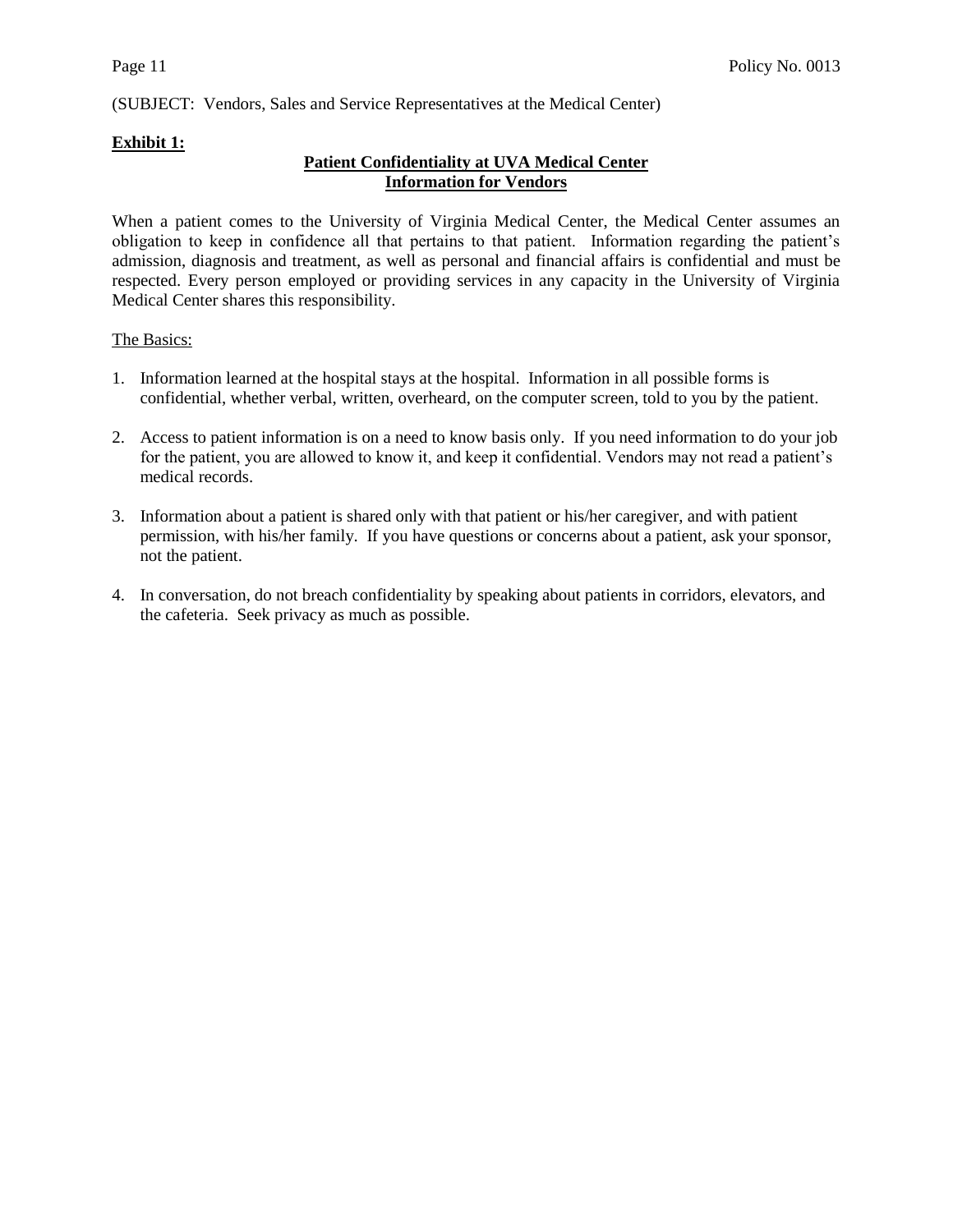(SUBJECT: Vendors, Sales and Service Representatives at the Medical Center)

**Exhibit 1:**

## Patient Confidentiality at UVA Medical Center
## Information for Vendors

When a patient comes to the University of Virginia Medical Center, the Medical Center assumes an obligation to keep in confidence all that pertains to that patient. Information regarding the patient's admission, diagnosis and treatment, as well as personal and financial affairs is confidential and must be respected. Every person employed or providing services in any capacity in the University of Virginia Medical Center shares this responsibility.

The Basics:

1. Information learned at the hospital stays at the hospital. Information in all possible forms is confidential, whether verbal, written, overheard, on the computer screen, told to you by the patient.

2. Access to patient information is on a need to know basis only. If you need information to do your job for the patient, you are allowed to know it, and keep it confidential. Vendors may not read a patient's medical records.

3. Information about a patient is shared only with that patient or his/her caregiver, and with patient permission, with his/her family. If you have questions or concerns about a patient, ask your sponsor, not the patient.

4. In conversation, do not breach confidentiality by speaking about patients in corridors, elevators, and the cafeteria. Seek privacy as much as possible.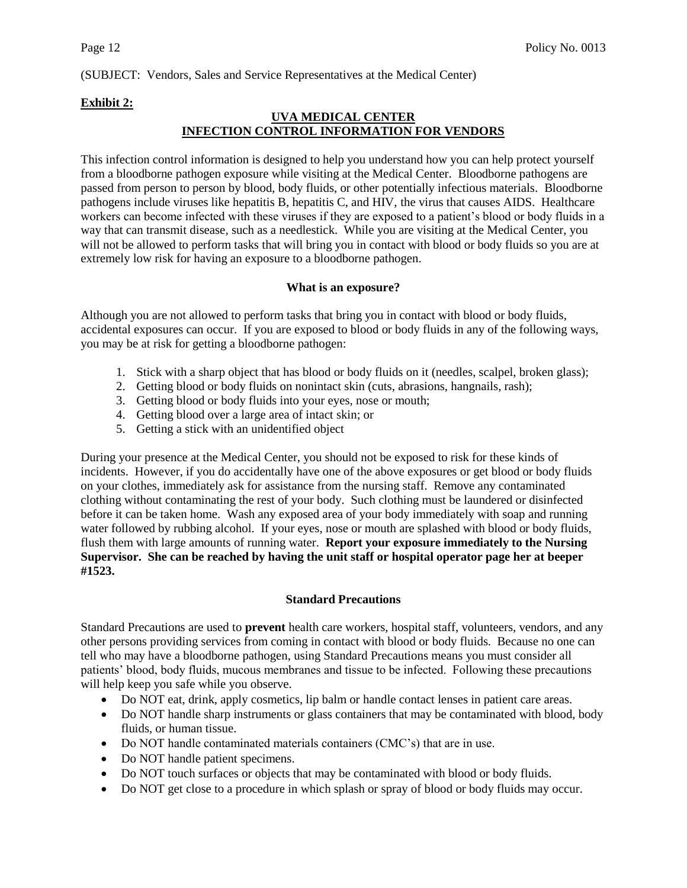(SUBJECT: Vendors, Sales and Service Representatives at the Medical Center)

**Exhibit 2:**

## UVA MEDICAL CENTER
## INFECTION CONTROL INFORMATION FOR VENDORS

This infection control information is designed to help you understand how you can help protect yourself from a bloodborne pathogen exposure while visiting at the Medical Center. Bloodborne pathogens are passed from person to person by blood, body fluids, or other potentially infectious materials. Bloodborne pathogens include viruses like hepatitis B, hepatitis C, and HIV, the virus that causes AIDS. Healthcare workers can become infected with these viruses if they are exposed to a patient's blood or body fluids in a way that can transmit disease, such as a needlestick. While you are visiting at the Medical Center, you will not be allowed to perform tasks that will bring you in contact with blood or body fluids so you are at extremely low risk for having an exposure to a bloodborne pathogen.

### What is an exposure?

Although you are not allowed to perform tasks that bring you in contact with blood or body fluids, accidental exposures can occur. If you are exposed to blood or body fluids in any of the following ways, you may be at risk for getting a bloodborne pathogen:

1. Stick with a sharp object that has blood or body fluids on it (needles, scalpel, broken glass);
2. Getting blood or body fluids on nonintact skin (cuts, abrasions, hangnails, rash);
3. Getting blood or body fluids into your eyes, nose or mouth;
4. Getting blood over a large area of intact skin; or
5. Getting a stick with an unidentified object

During your presence at the Medical Center, you should not be exposed to risk for these kinds of incidents. However, if you do accidentally have one of the above exposures or get blood or body fluids on your clothes, immediately ask for assistance from the nursing staff. Remove any contaminated clothing without contaminating the rest of your body. Such clothing must be laundered or disinfected before it can be taken home. Wash any exposed area of your body immediately with soap and running water followed by rubbing alcohol. If your eyes, nose or mouth are splashed with blood or body fluids, flush them with large amounts of running water. **Report your exposure immediately to the Nursing Supervisor. She can be reached by having the unit staff or hospital operator page her at beeper #1523.**

### Standard Precautions

Standard Precautions are used to **prevent** health care workers, hospital staff, volunteers, vendors, and any other persons providing services from coming in contact with blood or body fluids. Because no one can tell who may have a bloodborne pathogen, using Standard Precautions means you must consider all patients' blood, body fluids, mucous membranes and tissue to be infected. Following these precautions will help keep you safe while you observe.

- Do NOT eat, drink, apply cosmetics, lip balm or handle contact lenses in patient care areas.
- Do NOT handle sharp instruments or glass containers that may be contaminated with blood, body fluids, or human tissue.
- Do NOT handle contaminated materials containers (CMC's) that are in use.
- Do NOT handle patient specimens.
- Do NOT touch surfaces or objects that may be contaminated with blood or body fluids.
- Do NOT get close to a procedure in which splash or spray of blood or body fluids may occur.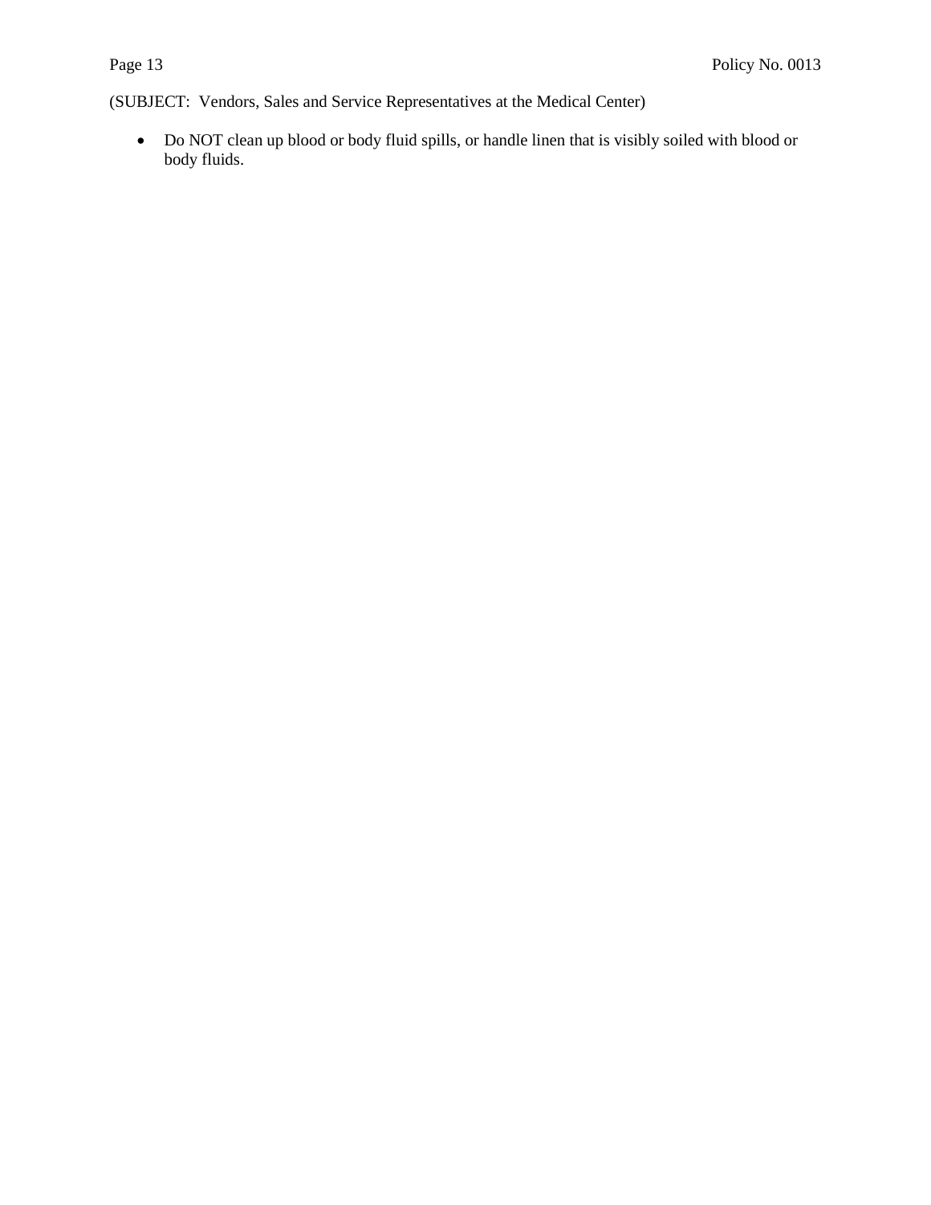- Do NOT clean up blood or body fluid spills, or handle linen that is visibly soiled with blood or body fluids.